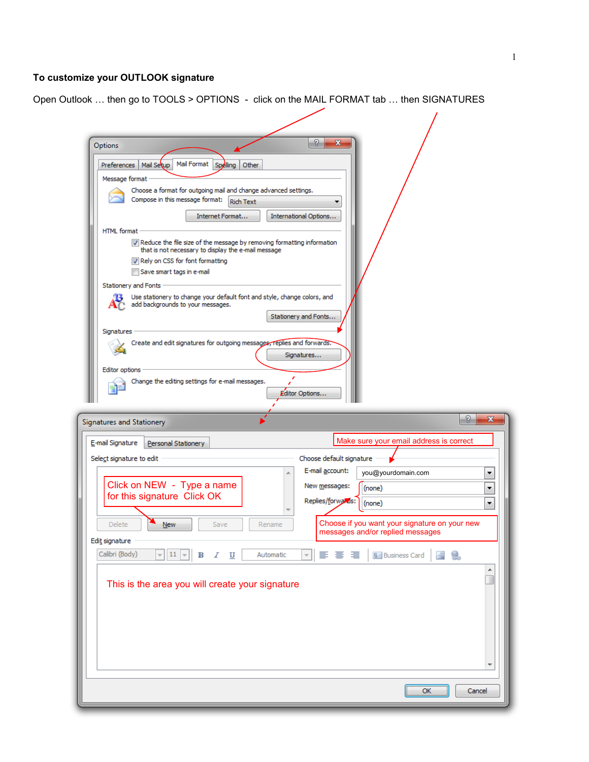**To customize your OUTLOOK signature**

Open Outlook … then go to TOOLS > OPTIONS - click on the MAIL FORMAT tab … then SIGNATURES

Make sure your email address is correct

Click on NEW - Type a name for this signature Click OK

Choose if you want your signature on your new messages and/or replied messages

This is the area you will create your signature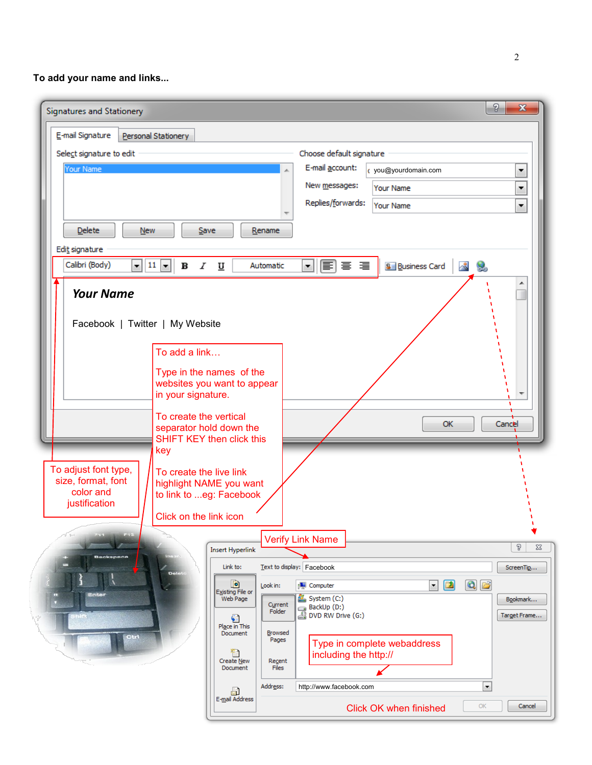**To add your name and links...**

Signatures and Stationery

E-mail Signature | Personal Stationery

Select signature to edit

Your Name

Delete | New | Save | Rename

Choose default signature

E-mail account: you@yourdomain.com

New messages: Your Name

Replies/forwards: Your Name

Edit signature

Calibri (Body) | 11 | B | I | U | Automatic | Business Card

***Your Name***

Facebook | Twitter | My Website

OK | Cancel

To add a link…

Type in the names of the websites you want to appear in your signature.

To create the vertical separator hold down the SHIFT KEY then click this key

To create the live link highlight NAME you want to link to ...eg: Facebook

Click on the link icon

To adjust font type, size, format, font color and justification

Verify Link Name

Insert Hyperlink

Link to: | Text to display: Facebook | ScreenTip...

Existing File or Web Page | Look in: Computer | Bookmark...

Current Folder | System (C:) | BackUp (D:) | DVD RW Drive (G:) | Target Frame...

Place in This Document | Browsed Pages

Create New Document | Recent Files

E-mail Address

Type in complete webaddress including the http://

Address: http://www.facebook.com

Click OK when finished | OK | Cancel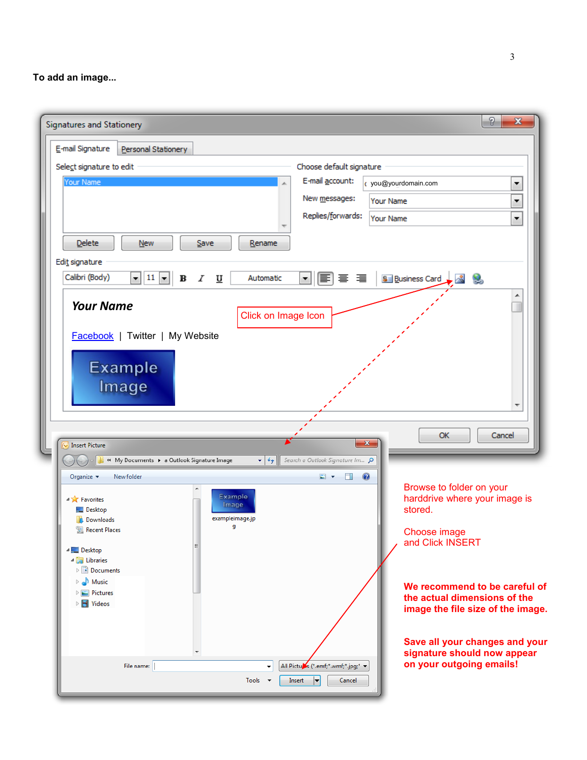**To add an image...**

Click on Image Icon

Browse to folder on your harddrive where your image is stored.

Choose image and Click INSERT

**We recommend to be careful of the actual dimensions of the image the file size of the image.**

**Save all your changes and your signature should now appear on your outgoing emails!**